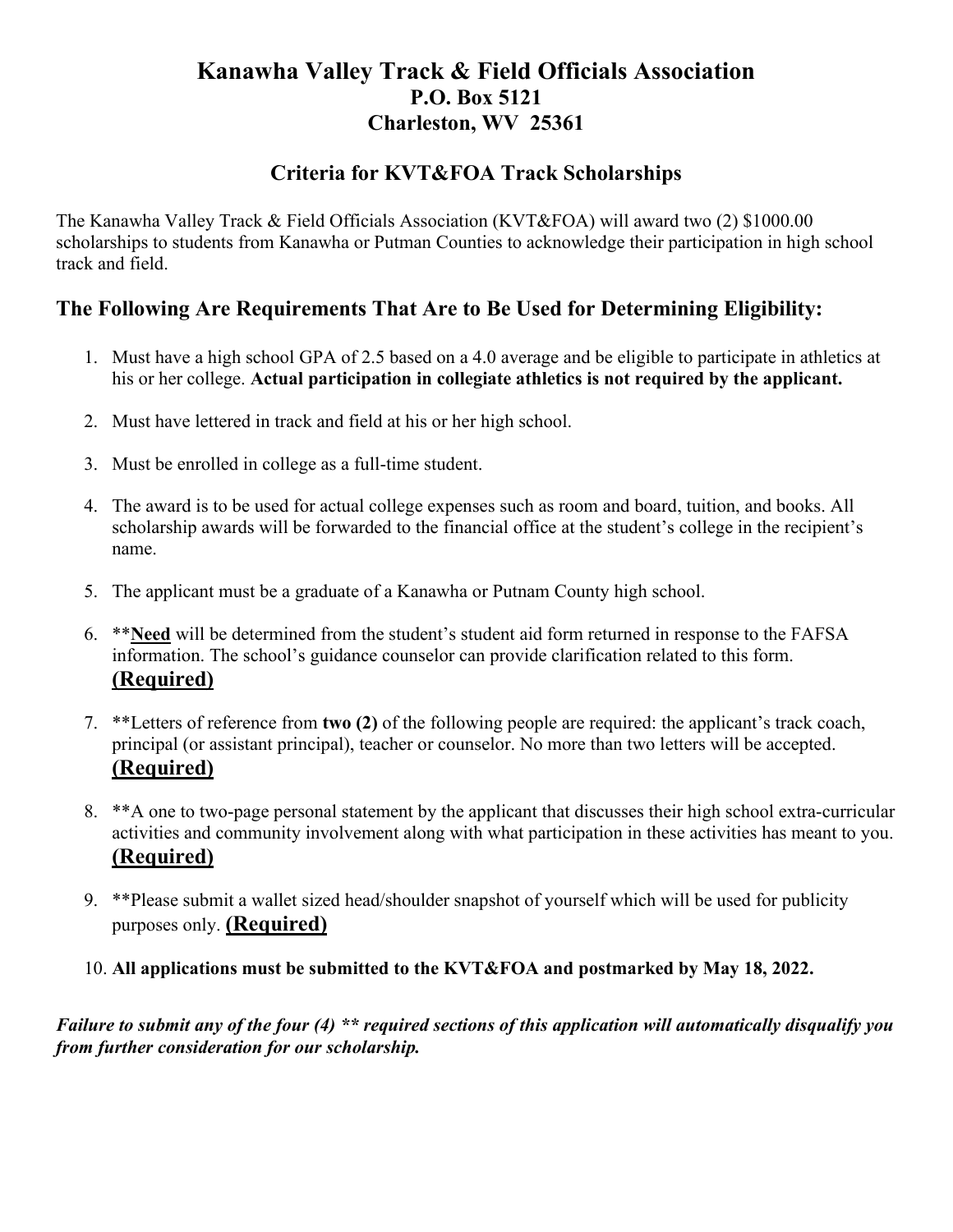# Kanawha Valley Track & Field Officials Association
## P.O. Box 5121
## Charleston, WV 25361

## Criteria for KVT&FOA Track Scholarships

The Kanawha Valley Track & Field Officials Association (KVT&FOA) will award two (2) $1000.00 scholarships to students from Kanawha or Putman Counties to acknowledge their participation in high school track and field.

## The Following Are Requirements That Are to Be Used for Determining Eligibility:

1. Must have a high school GPA of 2.5 based on a 4.0 average and be eligible to participate in athletics at his or her college. **Actual participation in collegiate athletics is not required by the applicant.**

2. Must have lettered in track and field at his or her high school.

3. Must be enrolled in college as a full-time student.

4. The award is to be used for actual college expenses such as room and board, tuition, and books. All scholarship awards will be forwarded to the financial office at the student's college in the recipient's name.

5. The applicant must be a graduate of a Kanawha or Putnam County high school.

6. ****<u>Need</u>** will be determined from the student's student aid form returned in response to the FAFSA information. The school's guidance counselor can provide clarification related to this form. **<u>(Required)</u>**

7. **Letters of reference from **two (2)** of the following people are required: the applicant's track coach, principal (or assistant principal), teacher or counselor. No more than two letters will be accepted. **<u>(Required)</u>**

8. **A one to two-page personal statement by the applicant that discusses their high school extra-curricular activities and community involvement along with what participation in these activities has meant to you. **<u>(Required)</u>**

9. **Please submit a wallet sized head/shoulder snapshot of yourself which will be used for publicity purposes only. **<u>(Required)</u>**

10. **All applications must be submitted to the KVT&FOA and postmarked by May 18, 2022.**

***Failure to submit any of the four (4) ** required sections of this application will automatically disqualify you from further consideration for our scholarship.***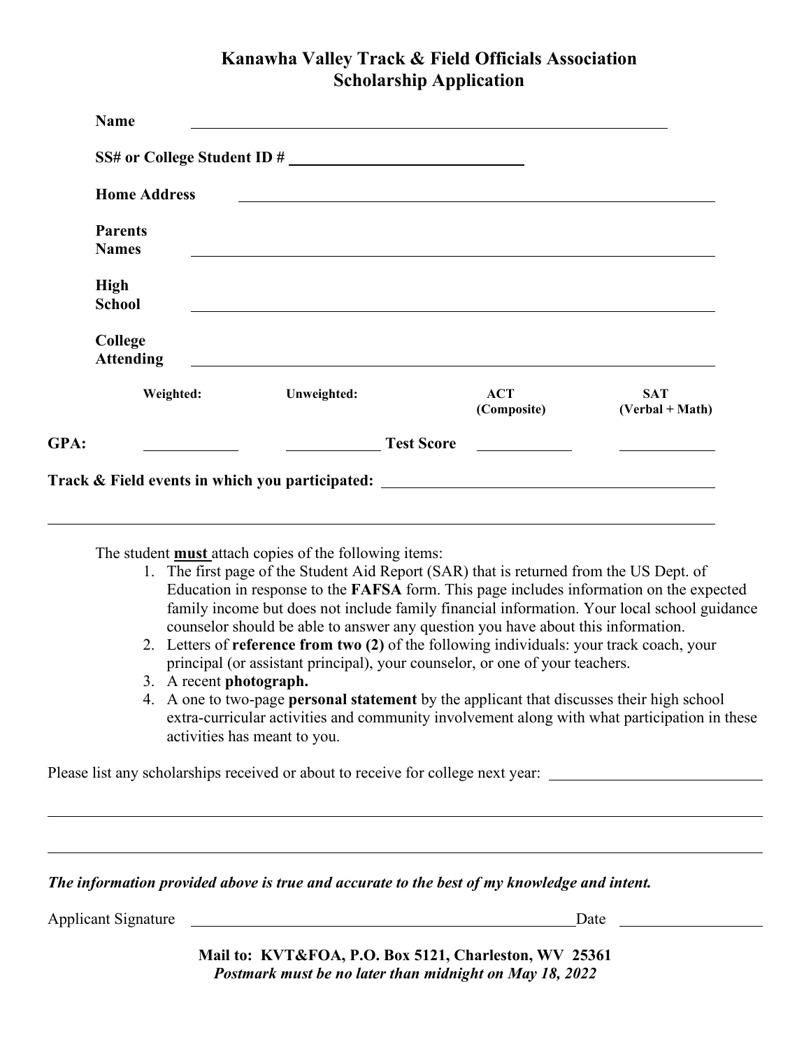# Kanawha Valley Track & Field Officials Association
## Scholarship Application

**Name** ______________________________________________

**SS# or College Student ID #** ______________________________

**Home Address** ______________________________________________

**Parents Names** ______________________________________________

**High School** ______________________________________________

**College Attending** ______________________________________________

| | Weighted: | Unweighted: | | ACT (Composite) | SAT (Verbal + Math) |
|---|---|---|---|---|---|
| **GPA:** | ________ | ________ | **Test Score** | ________ | ________ |

**Track & Field events in which you participated:** ______________________________________________

______________________________________________

The student **must** attach copies of the following items:

1. The first page of the Student Aid Report (SAR) that is returned from the US Dept. of Education in response to the **FAFSA** form. This page includes information on the expected family income but does not include family financial information. Your local school guidance counselor should be able to answer any question you have about this information.
2. Letters of **reference from two (2)** of the following individuals: your track coach, your principal (or assistant principal), your counselor, or one of your teachers.
3. A recent **photograph.**
4. A one to two-page **personal statement** by the applicant that discusses their high school extra-curricular activities and community involvement along with what participation in these activities has meant to you.

Please list any scholarships received or about to receive for college next year: ______________________________

______________________________________________

______________________________________________

***The information provided above is true and accurate to the best of my knowledge and intent.***

Applicant Signature ______________________________ Date ______________

**Mail to: KVT&FOA, P.O. Box 5121, Charleston, WV 25361**

***Postmark must be no later than midnight on May 18, 2022***